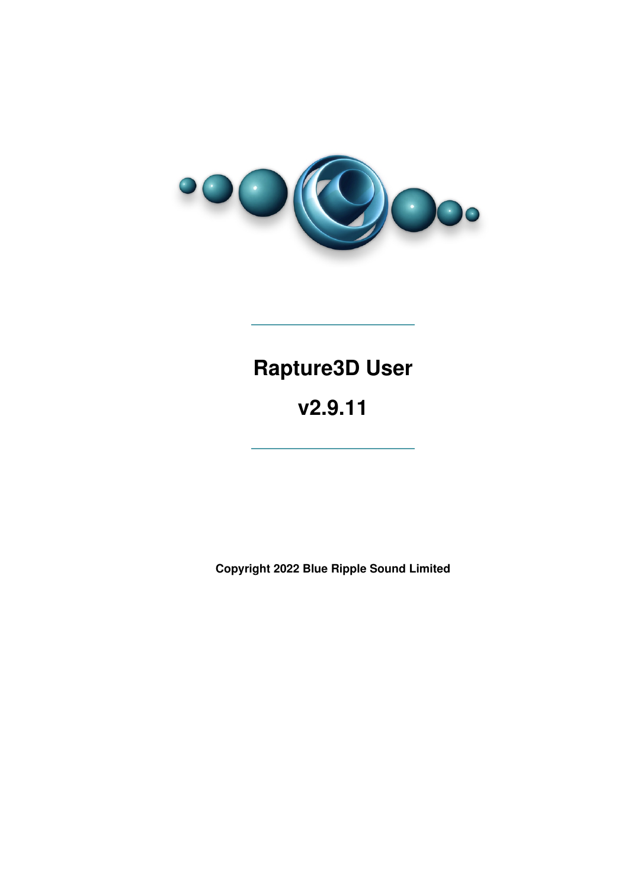# Rapture3D User

# v2.9.11

**Copyright 2022 Blue Ripple Sound Limited**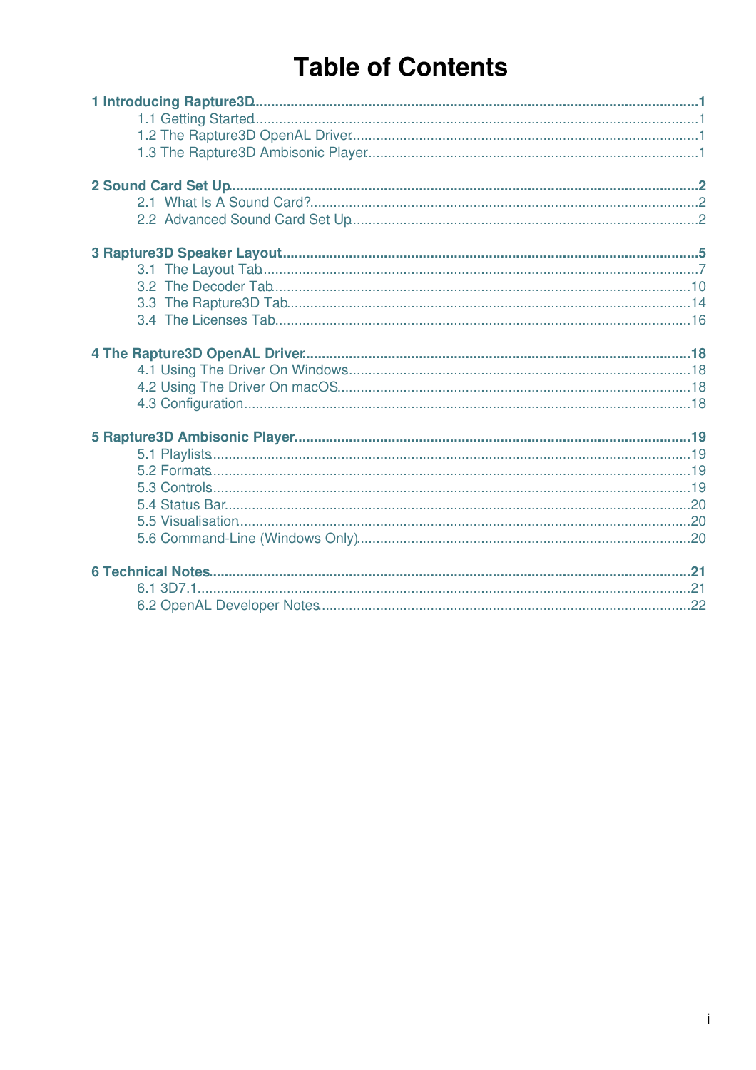# Table of Contents

**1 Introducing Rapture3D** ........ 1
- 1.1 Getting Started ........ 1
- 1.2 The Rapture3D OpenAL Driver ........ 1
- 1.3 The Rapture3D Ambisonic Player ........ 1

**2 Sound Card Set Up** ........ 2
- 2.1 What Is A Sound Card? ........ 2
- 2.2 Advanced Sound Card Set Up ........ 2

**3 Rapture3D Speaker Layout** ........ 5
- 3.1 The Layout Tab ........ 7
- 3.2 The Decoder Tab ........ 10
- 3.3 The Rapture3D Tab ........ 14
- 3.4 The Licenses Tab ........ 16

**4 The Rapture3D OpenAL Driver** ........ 18
- 4.1 Using The Driver On Windows ........ 18
- 4.2 Using The Driver On macOS ........ 18
- 4.3 Configuration ........ 18

**5 Rapture3D Ambisonic Player** ........ 19
- 5.1 Playlists ........ 19
- 5.2 Formats ........ 19
- 5.3 Controls ........ 19
- 5.4 Status Bar ........ 20
- 5.5 Visualisation ........ 20
- 5.6 Command-Line (Windows Only) ........ 20

**6 Technical Notes** ........ 21
- 6.1 3D7.1 ........ 21
- 6.2 OpenAL Developer Notes ........ 22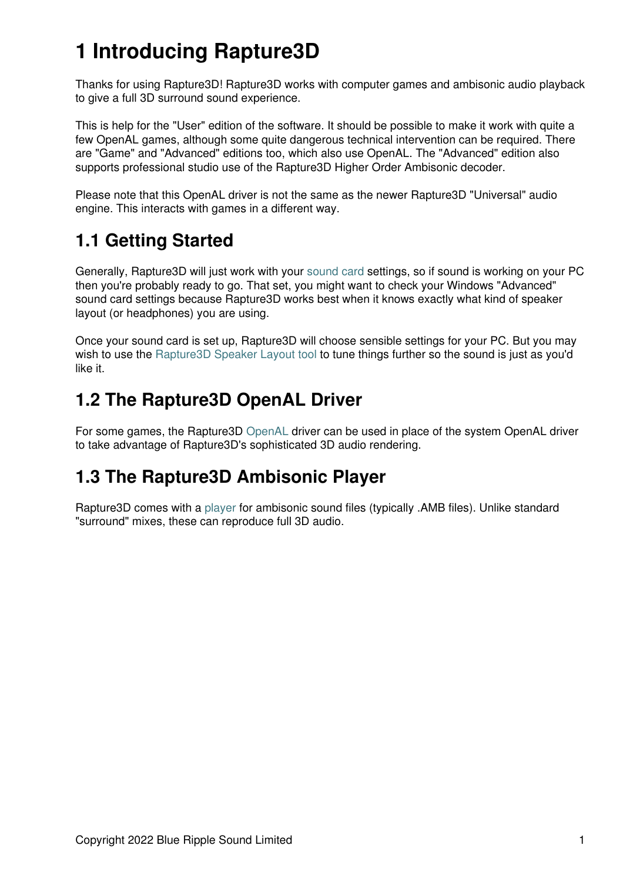# 1 Introducing Rapture3D

Thanks for using Rapture3D! Rapture3D works with computer games and ambisonic audio playback to give a full 3D surround sound experience.

This is help for the "User" edition of the software. It should be possible to make it work with quite a few OpenAL games, although some quite dangerous technical intervention can be required. There are "Game" and "Advanced" editions too, which also use OpenAL. The "Advanced" edition also supports professional studio use of the Rapture3D Higher Order Ambisonic decoder.

Please note that this OpenAL driver is not the same as the newer Rapture3D "Universal" audio engine. This interacts with games in a different way.

## 1.1 Getting Started

Generally, Rapture3D will just work with your sound card settings, so if sound is working on your PC then you're probably ready to go. That set, you might want to check your Windows "Advanced" sound card settings because Rapture3D works best when it knows exactly what kind of speaker layout (or headphones) you are using.

Once your sound card is set up, Rapture3D will choose sensible settings for your PC. But you may wish to use the Rapture3D Speaker Layout tool to tune things further so the sound is just as you'd like it.

## 1.2 The Rapture3D OpenAL Driver

For some games, the Rapture3D OpenAL driver can be used in place of the system OpenAL driver to take advantage of Rapture3D's sophisticated 3D audio rendering.

## 1.3 The Rapture3D Ambisonic Player

Rapture3D comes with a player for ambisonic sound files (typically .AMB files). Unlike standard "surround" mixes, these can reproduce full 3D audio.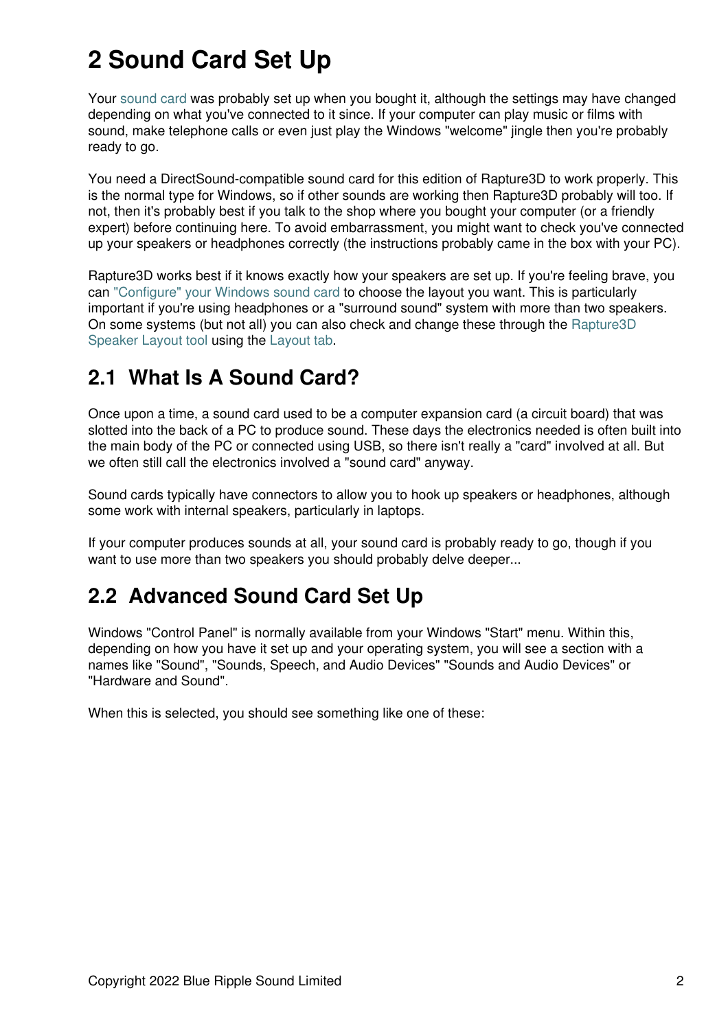# 2 Sound Card Set Up

Your sound card was probably set up when you bought it, although the settings may have changed depending on what you've connected to it since. If your computer can play music or films with sound, make telephone calls or even just play the Windows "welcome" jingle then you're probably ready to go.

You need a DirectSound-compatible sound card for this edition of Rapture3D to work properly. This is the normal type for Windows, so if other sounds are working then Rapture3D probably will too. If not, then it's probably best if you talk to the shop where you bought your computer (or a friendly expert) before continuing here. To avoid embarrassment, you might want to check you've connected up your speakers or headphones correctly (the instructions probably came in the box with your PC).

Rapture3D works best if it knows exactly how your speakers are set up. If you're feeling brave, you can "Configure" your Windows sound card to choose the layout you want. This is particularly important if you're using headphones or a "surround sound" system with more than two speakers. On some systems (but not all) you can also check and change these through the Rapture3D Speaker Layout tool using the Layout tab.

## 2.1 What Is A Sound Card?

Once upon a time, a sound card used to be a computer expansion card (a circuit board) that was slotted into the back of a PC to produce sound. These days the electronics needed is often built into the main body of the PC or connected using USB, so there isn't really a "card" involved at all. But we often still call the electronics involved a "sound card" anyway.

Sound cards typically have connectors to allow you to hook up speakers or headphones, although some work with internal speakers, particularly in laptops.

If your computer produces sounds at all, your sound card is probably ready to go, though if you want to use more than two speakers you should probably delve deeper...

## 2.2 Advanced Sound Card Set Up

Windows "Control Panel" is normally available from your Windows "Start" menu. Within this, depending on how you have it set up and your operating system, you will see a section with a names like "Sound", "Sounds, Speech, and Audio Devices" "Sounds and Audio Devices" or "Hardware and Sound".

When this is selected, you should see something like one of these: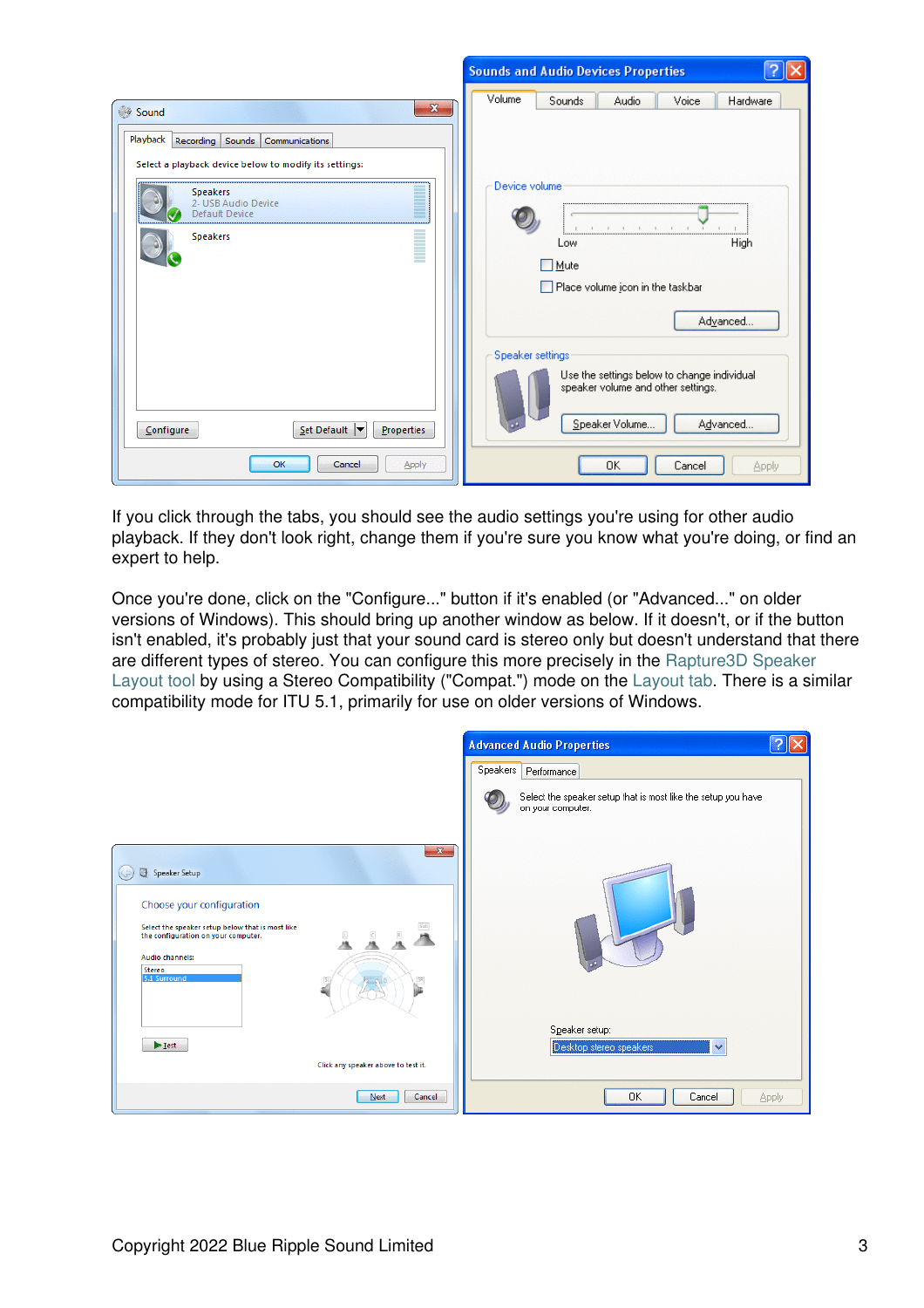If you click through the tabs, you should see the audio settings you're using for other audio playback. If they don't look right, change them if you're sure you know what you're doing, or find an expert to help.

Once you're done, click on the "Configure..." button if it's enabled (or "Advanced..." on older versions of Windows). This should bring up another window as below. If it doesn't, or if the button isn't enabled, it's probably just that your sound card is stereo only but doesn't understand that there are different types of stereo. You can configure this more precisely in the Rapture3D Speaker Layout tool by using a Stereo Compatibility ("Compat.") mode on the Layout tab. There is a similar compatibility mode for ITU 5.1, primarily for use on older versions of Windows.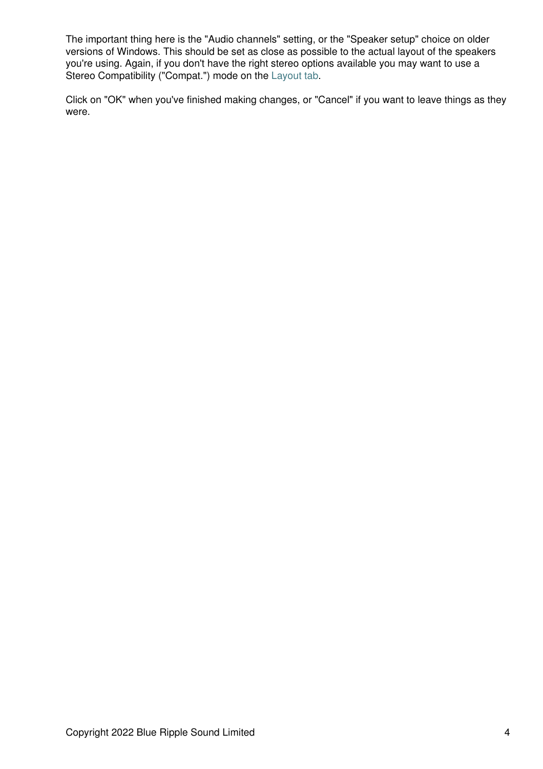The important thing here is the "Audio channels" setting, or the "Speaker setup" choice on older versions of Windows. This should be set as close as possible to the actual layout of the speakers you're using. Again, if you don't have the right stereo options available you may want to use a Stereo Compatibility ("Compat.") mode on the Layout tab.

Click on "OK" when you've finished making changes, or "Cancel" if you want to leave things as they were.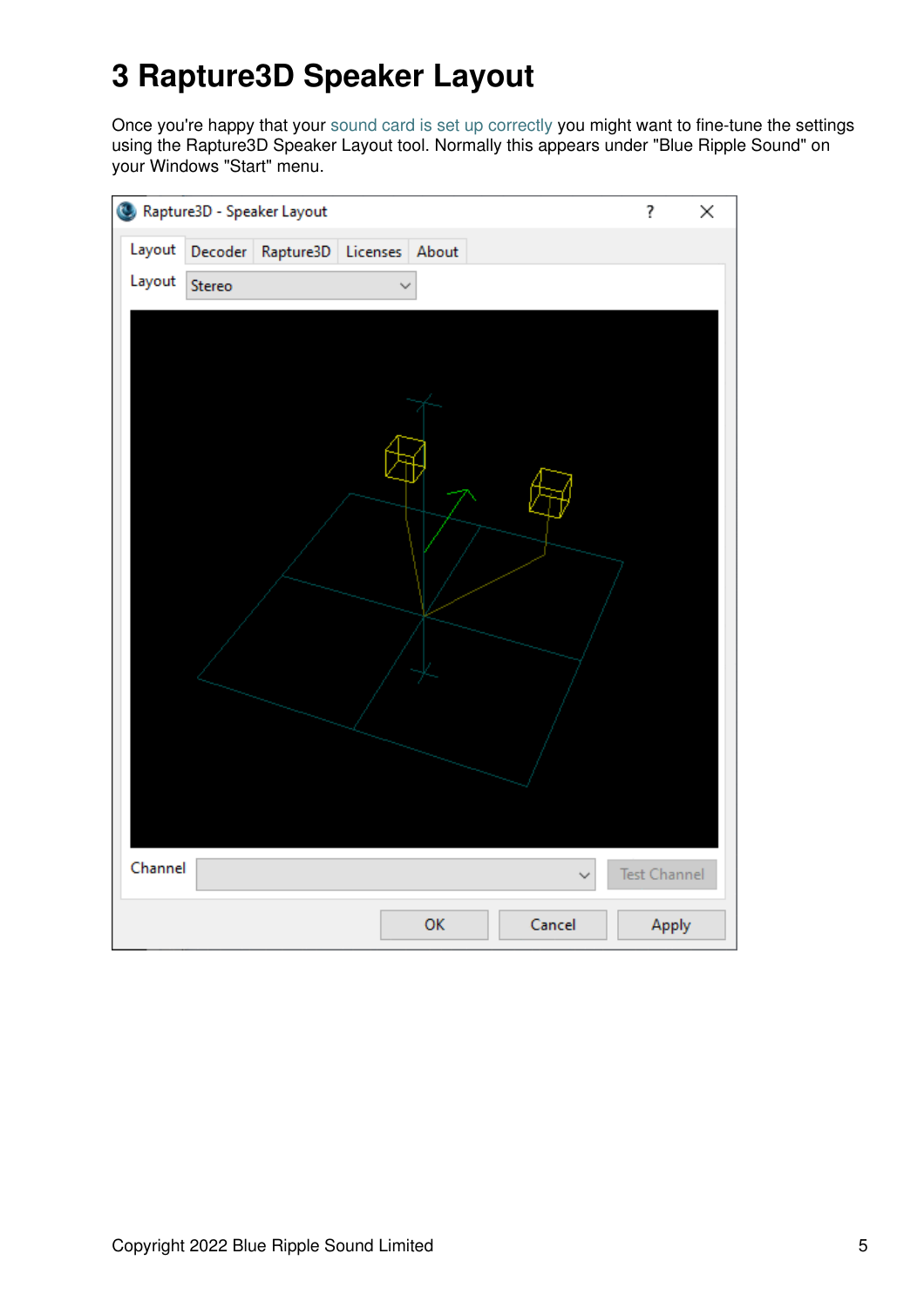# 3 Rapture3D Speaker Layout

Once you're happy that your sound card is set up correctly you might want to fine-tune the settings using the Rapture3D Speaker Layout tool. Normally this appears under "Blue Ripple Sound" on your Windows "Start" menu.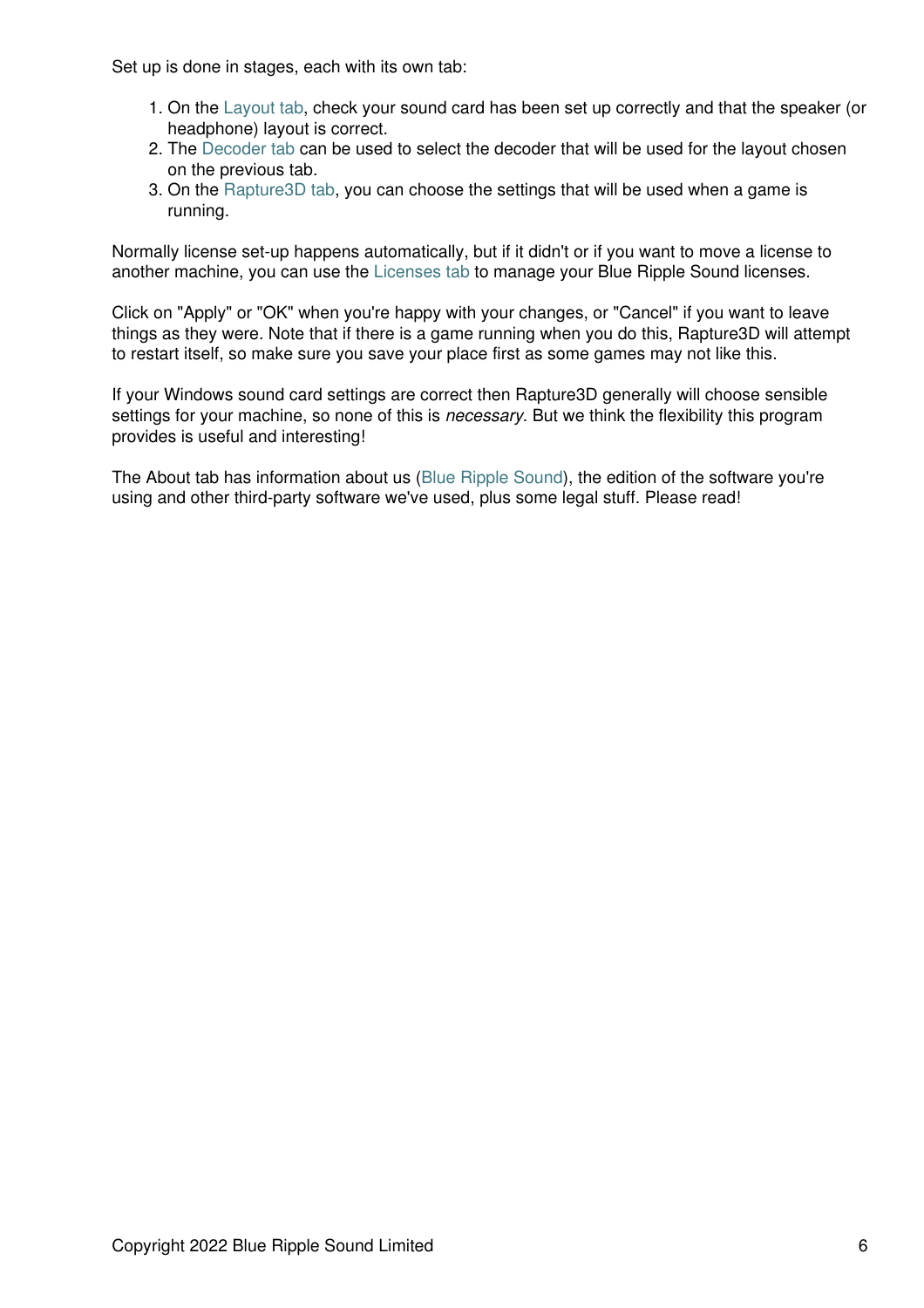Set up is done in stages, each with its own tab:

1. On the Layout tab, check your sound card has been set up correctly and that the speaker (or headphone) layout is correct.
2. The Decoder tab can be used to select the decoder that will be used for the layout chosen on the previous tab.
3. On the Rapture3D tab, you can choose the settings that will be used when a game is running.

Normally license set-up happens automatically, but if it didn't or if you want to move a license to another machine, you can use the Licenses tab to manage your Blue Ripple Sound licenses.

Click on "Apply" or "OK" when you're happy with your changes, or "Cancel" if you want to leave things as they were. Note that if there is a game running when you do this, Rapture3D will attempt to restart itself, so make sure you save your place first as some games may not like this.

If your Windows sound card settings are correct then Rapture3D generally will choose sensible settings for your machine, so none of this is *necessary*. But we think the flexibility this program provides is useful and interesting!

The About tab has information about us (Blue Ripple Sound), the edition of the software you're using and other third-party software we've used, plus some legal stuff. Please read!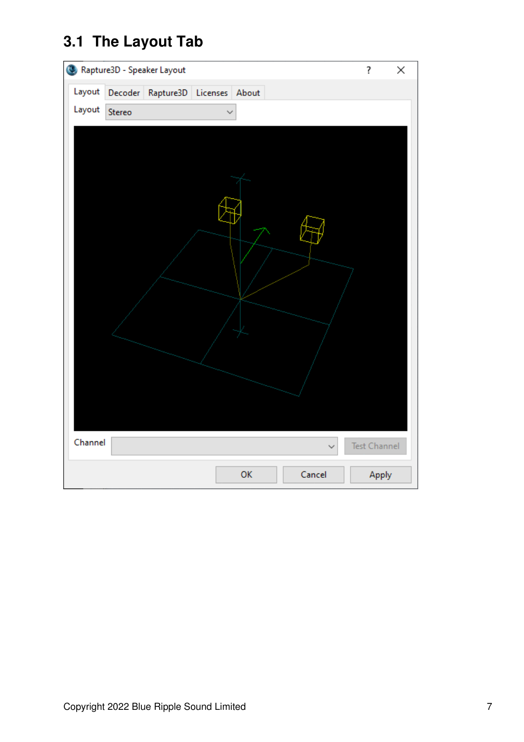## 3.1 The Layout Tab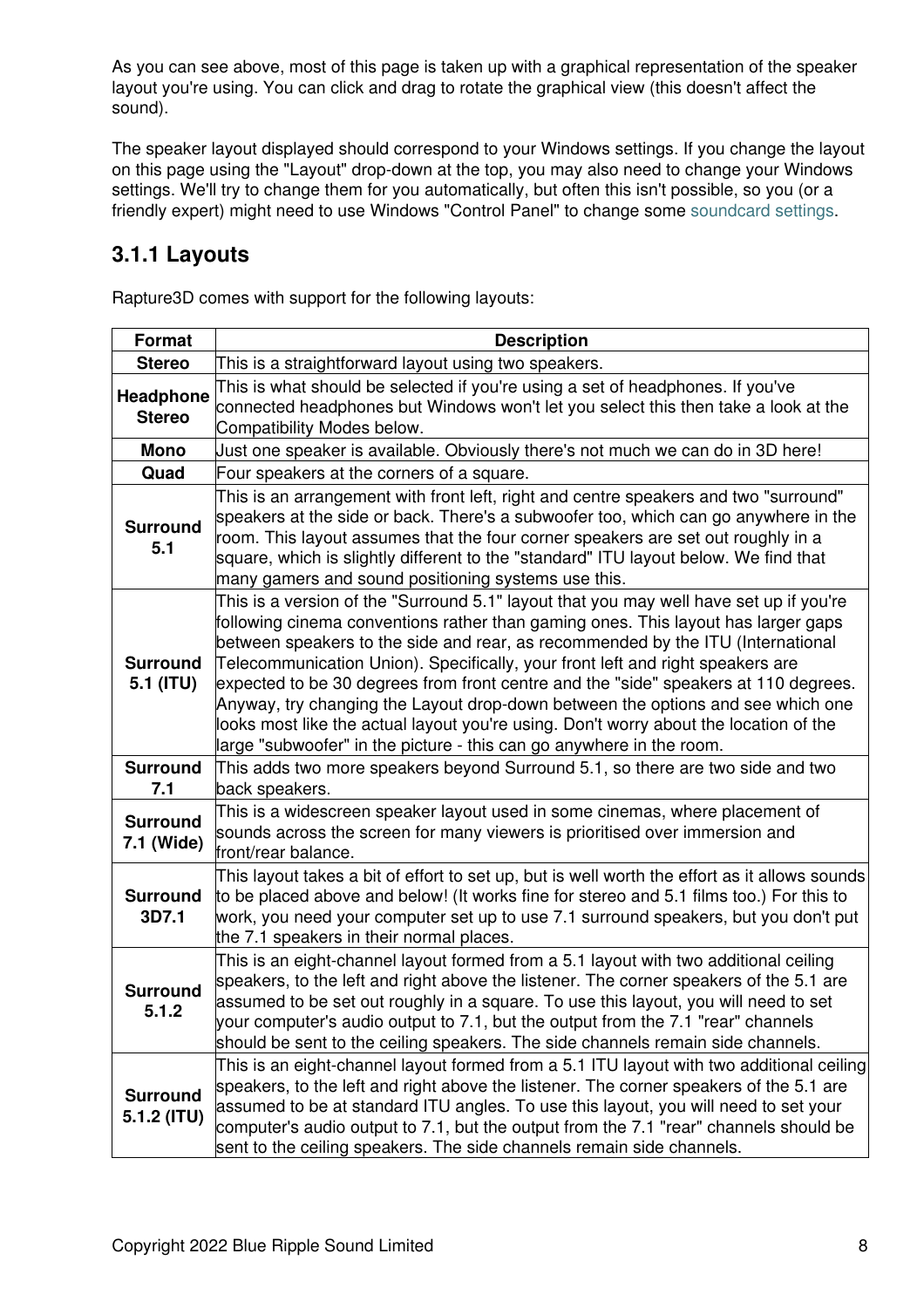As you can see above, most of this page is taken up with a graphical representation of the speaker layout you're using. You can click and drag to rotate the graphical view (this doesn't affect the sound).

The speaker layout displayed should correspond to your Windows settings. If you change the layout on this page using the "Layout" drop-down at the top, you may also need to change your Windows settings. We'll try to change them for you automatically, but often this isn't possible, so you (or a friendly expert) might need to use Windows "Control Panel" to change some soundcard settings.

### 3.1.1 Layouts

Rapture3D comes with support for the following layouts:

| Format | Description |
|---|---|
| **Stereo** | This is a straightforward layout using two speakers. |
| **Headphone Stereo** | This is what should be selected if you're using a set of headphones. If you've connected headphones but Windows won't let you select this then take a look at the Compatibility Modes below. |
| **Mono** | Just one speaker is available. Obviously there's not much we can do in 3D here! |
| **Quad** | Four speakers at the corners of a square. |
| **Surround 5.1** | This is an arrangement with front left, right and centre speakers and two "surround" speakers at the side or back. There's a subwoofer too, which can go anywhere in the room. This layout assumes that the four corner speakers are set out roughly in a square, which is slightly different to the "standard" ITU layout below. We find that many gamers and sound positioning systems use this. |
| **Surround 5.1 (ITU)** | This is a version of the "Surround 5.1" layout that you may well have set up if you're following cinema conventions rather than gaming ones. This layout has larger gaps between speakers to the side and rear, as recommended by the ITU (International Telecommunication Union). Specifically, your front left and right speakers are expected to be 30 degrees from front centre and the "side" speakers at 110 degrees. Anyway, try changing the Layout drop-down between the options and see which one looks most like the actual layout you're using. Don't worry about the location of the large "subwoofer" in the picture - this can go anywhere in the room. |
| **Surround 7.1** | This adds two more speakers beyond Surround 5.1, so there are two side and two back speakers. |
| **Surround 7.1 (Wide)** | This is a widescreen speaker layout used in some cinemas, where placement of sounds across the screen for many viewers is prioritised over immersion and front/rear balance. |
| **Surround 3D7.1** | This layout takes a bit of effort to set up, but is well worth the effort as it allows sounds to be placed above and below! (It works fine for stereo and 5.1 films too.) For this to work, you need your computer set up to use 7.1 surround speakers, but you don't put the 7.1 speakers in their normal places. |
| **Surround 5.1.2** | This is an eight-channel layout formed from a 5.1 layout with two additional ceiling speakers, to the left and right above the listener. The corner speakers of the 5.1 are assumed to be set out roughly in a square. To use this layout, you will need to set your computer's audio output to 7.1, but the output from the 7.1 "rear" channels should be sent to the ceiling speakers. The side channels remain side channels. |
| **Surround 5.1.2 (ITU)** | This is an eight-channel layout formed from a 5.1 ITU layout with two additional ceiling speakers, to the left and right above the listener. The corner speakers of the 5.1 are assumed to be at standard ITU angles. To use this layout, you will need to set your computer's audio output to 7.1, but the output from the 7.1 "rear" channels should be sent to the ceiling speakers. The side channels remain side channels. |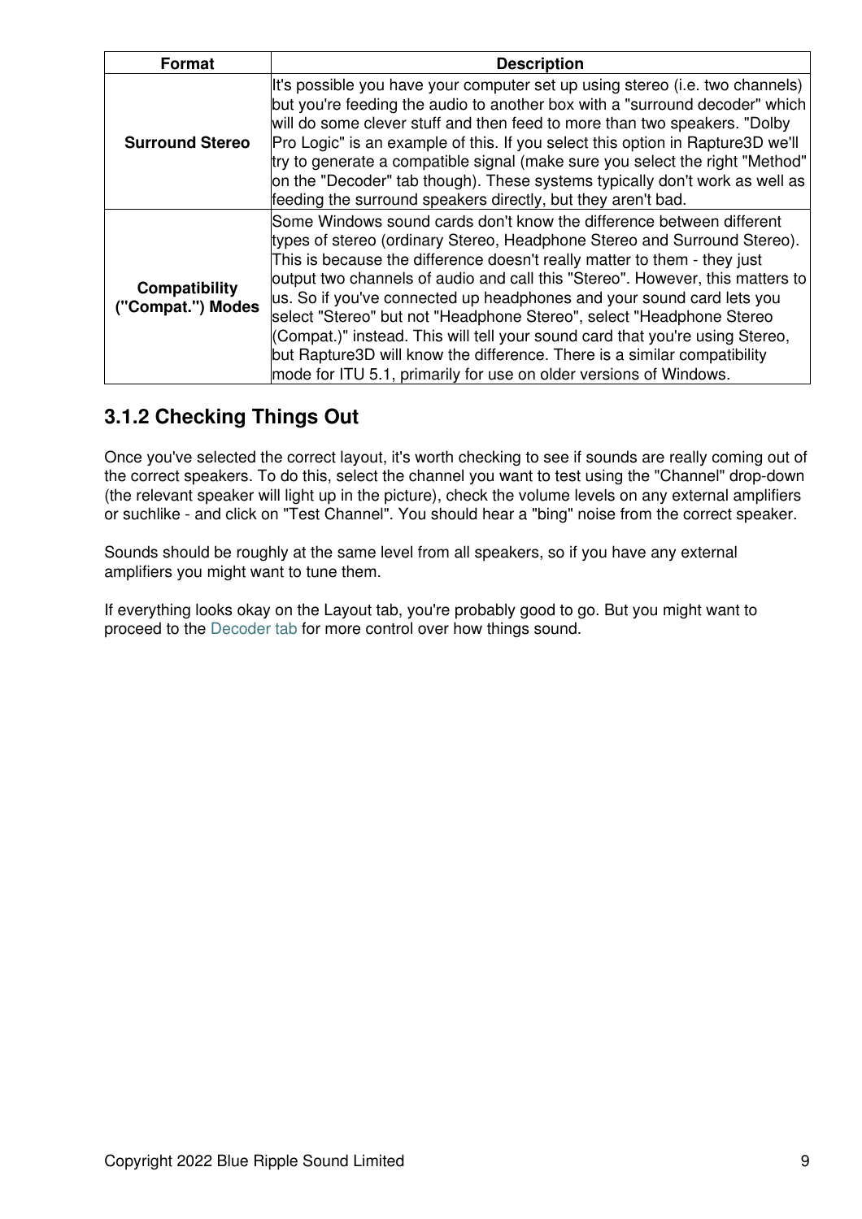| Format | Description |
| --- | --- |
| **Surround Stereo** | It's possible you have your computer set up using stereo (i.e. two channels) but you're feeding the audio to another box with a "surround decoder" which will do some clever stuff and then feed to more than two speakers. "Dolby Pro Logic" is an example of this. If you select this option in Rapture3D we'll try to generate a compatible signal (make sure you select the right "Method" on the "Decoder" tab though). These systems typically don't work as well as feeding the surround speakers directly, but they aren't bad. |
| **Compatibility ("Compat.") Modes** | Some Windows sound cards don't know the difference between different types of stereo (ordinary Stereo, Headphone Stereo and Surround Stereo). This is because the difference doesn't really matter to them - they just output two channels of audio and call this "Stereo". However, this matters to us. So if you've connected up headphones and your sound card lets you select "Stereo" but not "Headphone Stereo", select "Headphone Stereo (Compat.)" instead. This will tell your sound card that you're using Stereo, but Rapture3D will know the difference. There is a similar compatibility mode for ITU 5.1, primarily for use on older versions of Windows. |

### 3.1.2 Checking Things Out

Once you've selected the correct layout, it's worth checking to see if sounds are really coming out of the correct speakers. To do this, select the channel you want to test using the "Channel" drop-down (the relevant speaker will light up in the picture), check the volume levels on any external amplifiers or suchlike - and click on "Test Channel". You should hear a "bing" noise from the correct speaker.

Sounds should be roughly at the same level from all speakers, so if you have any external amplifiers you might want to tune them.

If everything looks okay on the Layout tab, you're probably good to go. But you might want to proceed to the Decoder tab for more control over how things sound.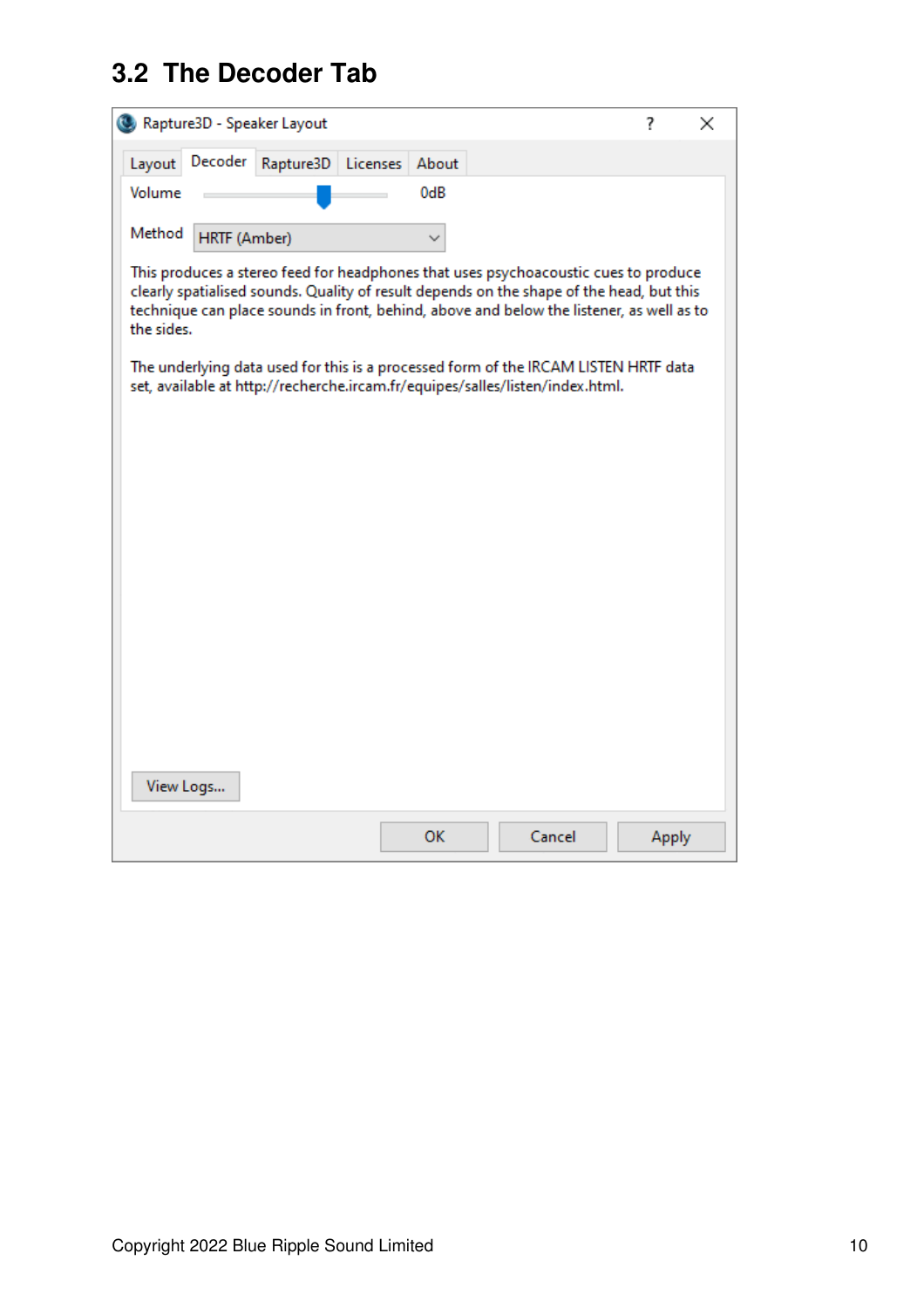## 3.2 The Decoder Tab

Rapture3D - Speaker Layout

Layout | Decoder | Rapture3D | Licenses | About

Volume 0dB

Method HRTF (Amber)

This produces a stereo feed for headphones that uses psychoacoustic cues to produce clearly spatialised sounds. Quality of result depends on the shape of the head, but this technique can place sounds in front, behind, above and below the listener, as well as to the sides.

The underlying data used for this is a processed form of the IRCAM LISTEN HRTF data set, available at http://recherche.ircam.fr/equipes/salles/listen/index.html.

View Logs...

OK Cancel Apply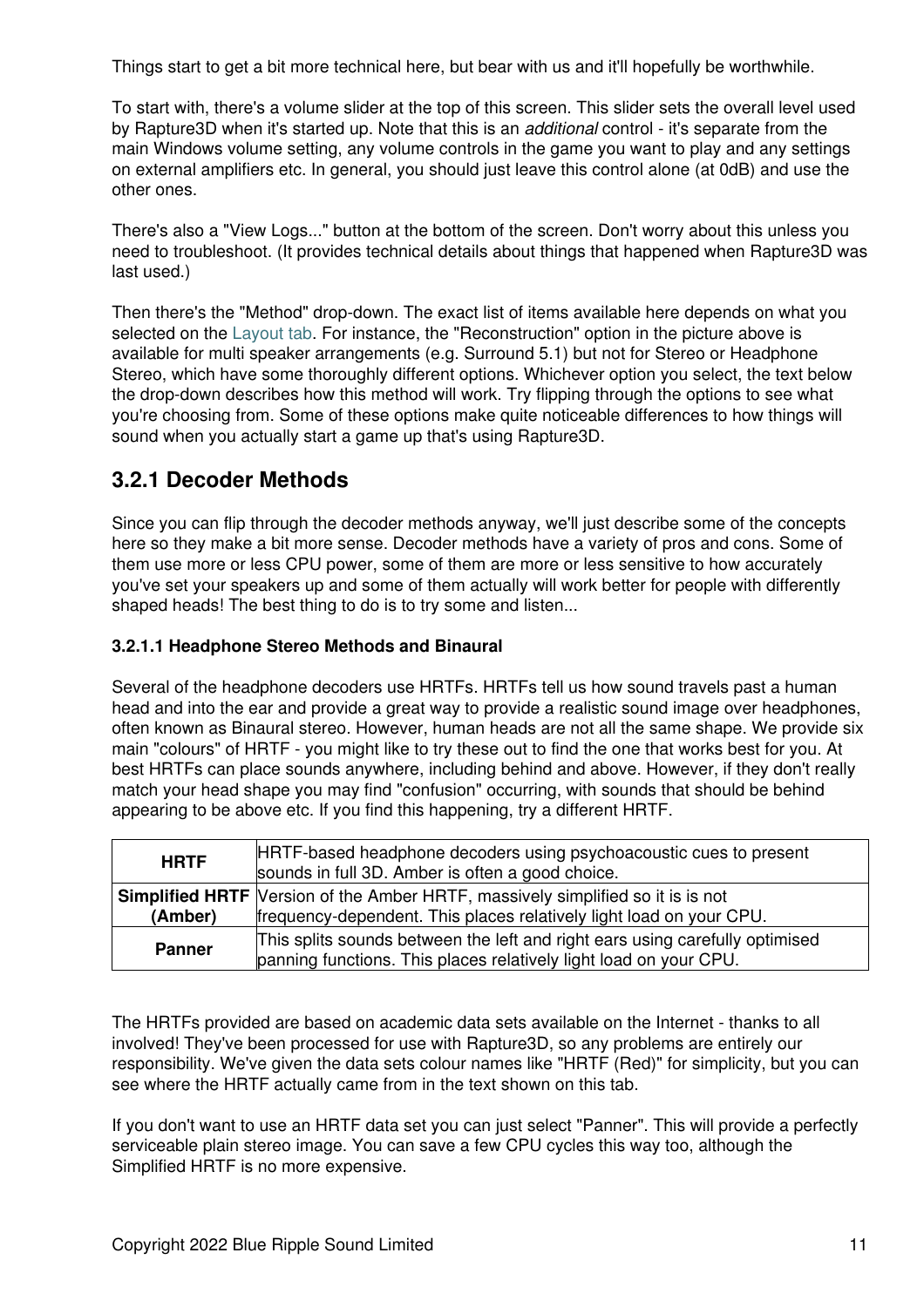Things start to get a bit more technical here, but bear with us and it'll hopefully be worthwhile.

To start with, there's a volume slider at the top of this screen. This slider sets the overall level used by Rapture3D when it's started up. Note that this is an *additional* control - it's separate from the main Windows volume setting, any volume controls in the game you want to play and any settings on external amplifiers etc. In general, you should just leave this control alone (at 0dB) and use the other ones.

There's also a "View Logs..." button at the bottom of the screen. Don't worry about this unless you need to troubleshoot. (It provides technical details about things that happened when Rapture3D was last used.)

Then there's the "Method" drop-down. The exact list of items available here depends on what you selected on the Layout tab. For instance, the "Reconstruction" option in the picture above is available for multi speaker arrangements (e.g. Surround 5.1) but not for Stereo or Headphone Stereo, which have some thoroughly different options. Whichever option you select, the text below the drop-down describes how this method will work. Try flipping through the options to see what you're choosing from. Some of these options make quite noticeable differences to how things will sound when you actually start a game up that's using Rapture3D.

## 3.2.1 Decoder Methods

Since you can flip through the decoder methods anyway, we'll just describe some of the concepts here so they make a bit more sense. Decoder methods have a variety of pros and cons. Some of them use more or less CPU power, some of them are more or less sensitive to how accurately you've set your speakers up and some of them actually will work better for people with differently shaped heads! The best thing to do is to try some and listen...

#### 3.2.1.1 Headphone Stereo Methods and Binaural

Several of the headphone decoders use HRTFs. HRTFs tell us how sound travels past a human head and into the ear and provide a great way to provide a realistic sound image over headphones, often known as Binaural stereo. However, human heads are not all the same shape. We provide six main "colours" of HRTF - you might like to try these out to find the one that works best for you. At best HRTFs can place sounds anywhere, including behind and above. However, if they don't really match your head shape you may find "confusion" occurring, with sounds that should be behind appearing to be above etc. If you find this happening, try a different HRTF.

| | |
|---|---|
| **HRTF** | HRTF-based headphone decoders using psychoacoustic cues to present sounds in full 3D. Amber is often a good choice. |
| **Simplified HRTF (Amber)** | Version of the Amber HRTF, massively simplified so it is is not frequency-dependent. This places relatively light load on your CPU. |
| **Panner** | This splits sounds between the left and right ears using carefully optimised panning functions. This places relatively light load on your CPU. |

The HRTFs provided are based on academic data sets available on the Internet - thanks to all involved! They've been processed for use with Rapture3D, so any problems are entirely our responsibility. We've given the data sets colour names like "HRTF (Red)" for simplicity, but you can see where the HRTF actually came from in the text shown on this tab.

If you don't want to use an HRTF data set you can just select "Panner". This will provide a perfectly serviceable plain stereo image. You can save a few CPU cycles this way too, although the Simplified HRTF is no more expensive.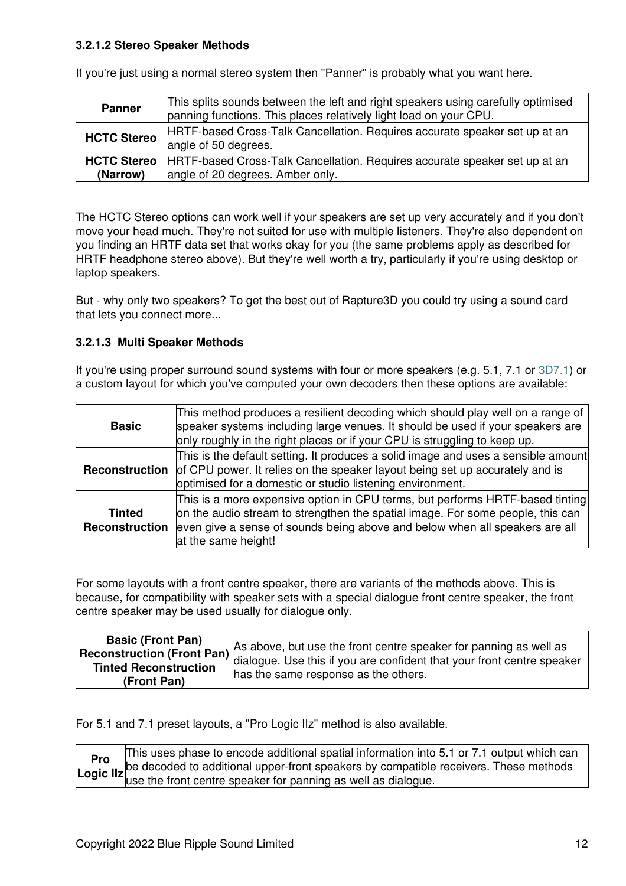#### 3.2.1.2 Stereo Speaker Methods

If you're just using a normal stereo system then "Panner" is probably what you want here.

| | |
|---|---|
| **Panner** | This splits sounds between the left and right speakers using carefully optimised panning functions. This places relatively light load on your CPU. |
| **HCTC Stereo** | HRTF-based Cross-Talk Cancellation. Requires accurate speaker set up at an angle of 50 degrees. |
| **HCTC Stereo (Narrow)** | HRTF-based Cross-Talk Cancellation. Requires accurate speaker set up at an angle of 20 degrees. Amber only. |

The HCTC Stereo options can work well if your speakers are set up very accurately and if you don't move your head much. They're not suited for use with multiple listeners. They're also dependent on you finding an HRTF data set that works okay for you (the same problems apply as described for HRTF headphone stereo above). But they're well worth a try, particularly if you're using desktop or laptop speakers.

But - why only two speakers? To get the best out of Rapture3D you could try using a sound card that lets you connect more...

#### 3.2.1.3 Multi Speaker Methods

If you're using proper surround sound systems with four or more speakers (e.g. 5.1, 7.1 or 3D7.1) or a custom layout for which you've computed your own decoders then these options are available:

| | |
|---|---|
| **Basic** | This method produces a resilient decoding which should play well on a range of speaker systems including large venues. It should be used if your speakers are only roughly in the right places or if your CPU is struggling to keep up. |
| **Reconstruction** | This is the default setting. It produces a solid image and uses a sensible amount of CPU power. It relies on the speaker layout being set up accurately and is optimised for a domestic or studio listening environment. |
| **Tinted Reconstruction** | This is a more expensive option in CPU terms, but performs HRTF-based tinting on the audio stream to strengthen the spatial image. For some people, this can even give a sense of sounds being above and below when all speakers are all at the same height! |

For some layouts with a front centre speaker, there are variants of the methods above. This is because, for compatibility with speaker sets with a special dialogue front centre speaker, the front centre speaker may be used usually for dialogue only.

| | |
|---|---|
| **Basic (Front Pan)**<br>**Reconstruction (Front Pan)**<br>**Tinted Reconstruction (Front Pan)** | As above, but use the front centre speaker for panning as well as dialogue. Use this if you are confident that your front centre speaker has the same response as the others. |

For 5.1 and 7.1 preset layouts, a "Pro Logic IIz" method is also available.

| | |
|---|---|
| **Pro Logic IIz** | This uses phase to encode additional spatial information into 5.1 or 7.1 output which can be decoded to additional upper-front speakers by compatible receivers. These methods use the front centre speaker for panning as well as dialogue. |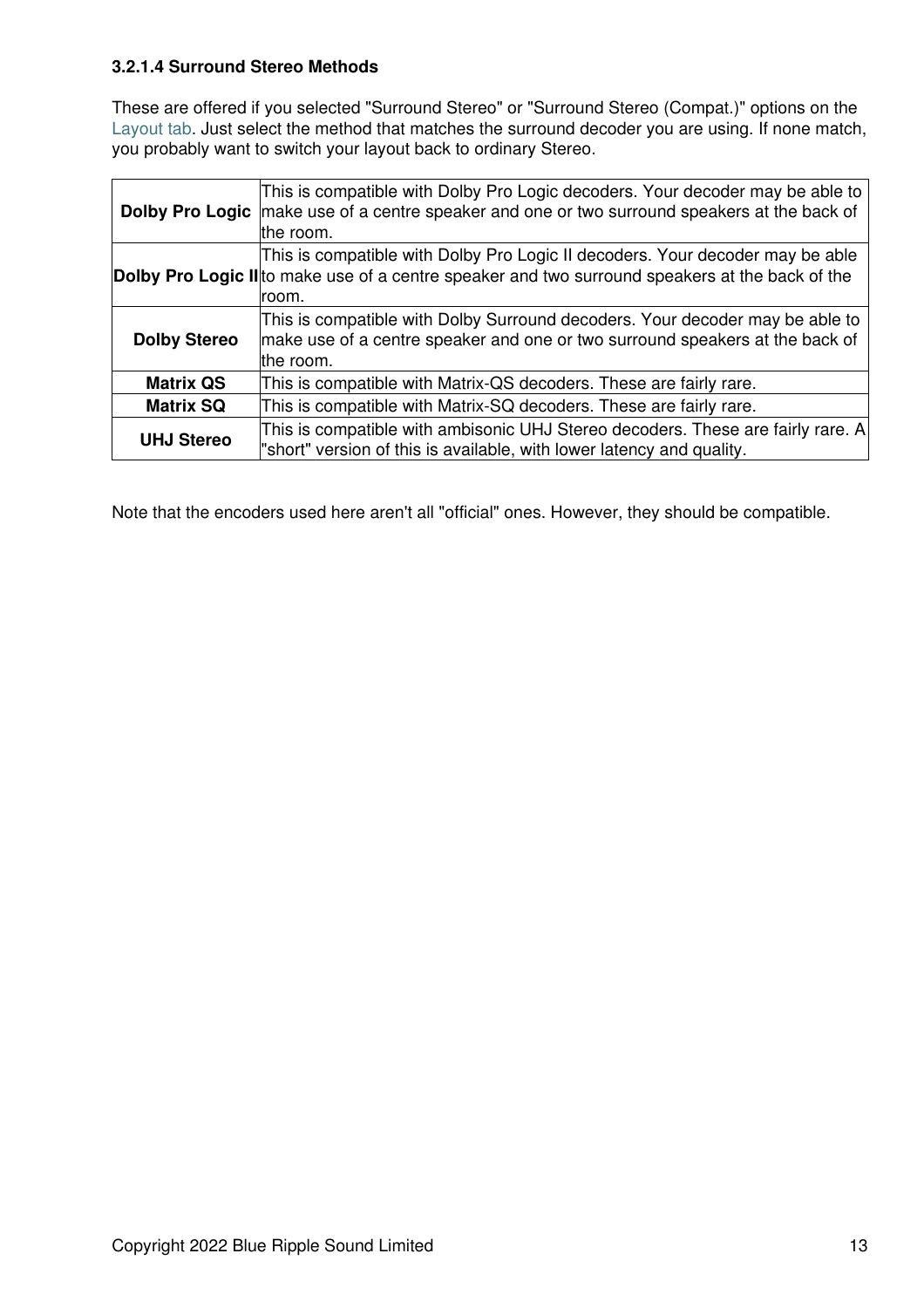#### 3.2.1.4 Surround Stereo Methods

These are offered if you selected "Surround Stereo" or "Surround Stereo (Compat.)" options on the Layout tab. Just select the method that matches the surround decoder you are using. If none match, you probably want to switch your layout back to ordinary Stereo.

| | |
|---|---|
| **Dolby Pro Logic** | This is compatible with Dolby Pro Logic decoders. Your decoder may be able to make use of a centre speaker and one or two surround speakers at the back of the room. |
| **Dolby Pro Logic II** | This is compatible with Dolby Pro Logic II decoders. Your decoder may be able to make use of a centre speaker and two surround speakers at the back of the room. |
| **Dolby Stereo** | This is compatible with Dolby Surround decoders. Your decoder may be able to make use of a centre speaker and one or two surround speakers at the back of the room. |
| **Matrix QS** | This is compatible with Matrix-QS decoders. These are fairly rare. |
| **Matrix SQ** | This is compatible with Matrix-SQ decoders. These are fairly rare. |
| **UHJ Stereo** | This is compatible with ambisonic UHJ Stereo decoders. These are fairly rare. A "short" version of this is available, with lower latency and quality. |

Note that the encoders used here aren't all "official" ones. However, they should be compatible.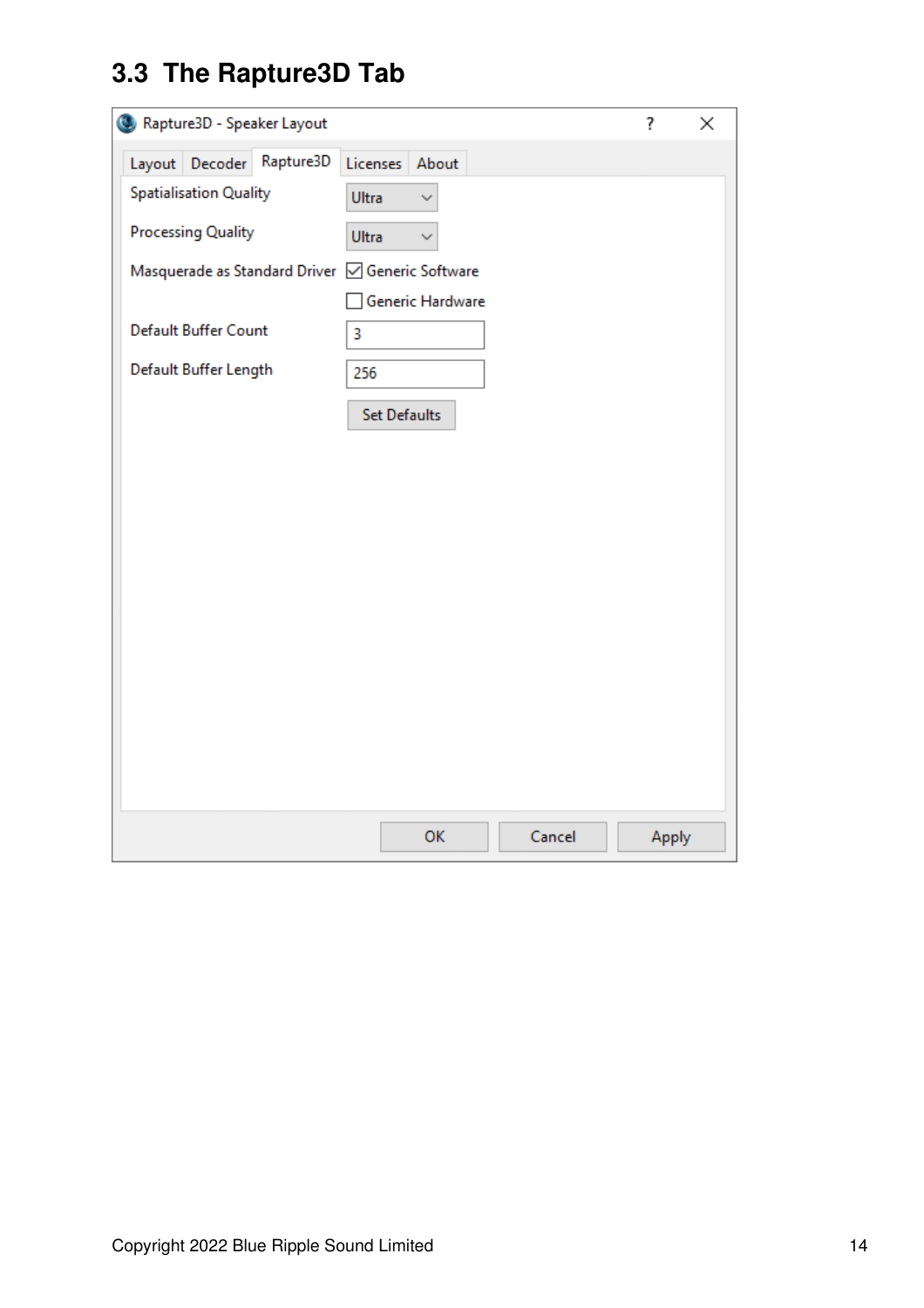## 3.3 The Rapture3D Tab

Rapture3D - Speaker Layout

Layout | Decoder | Rapture3D | Licenses | About

Spatialisation Quality: Ultra

Processing Quality: Ultra

Masquerade as Standard Driver: ☑ Generic Software ☐ Generic Hardware

Default Buffer Count: 3

Default Buffer Length: 256

Set Defaults

OK | Cancel | Apply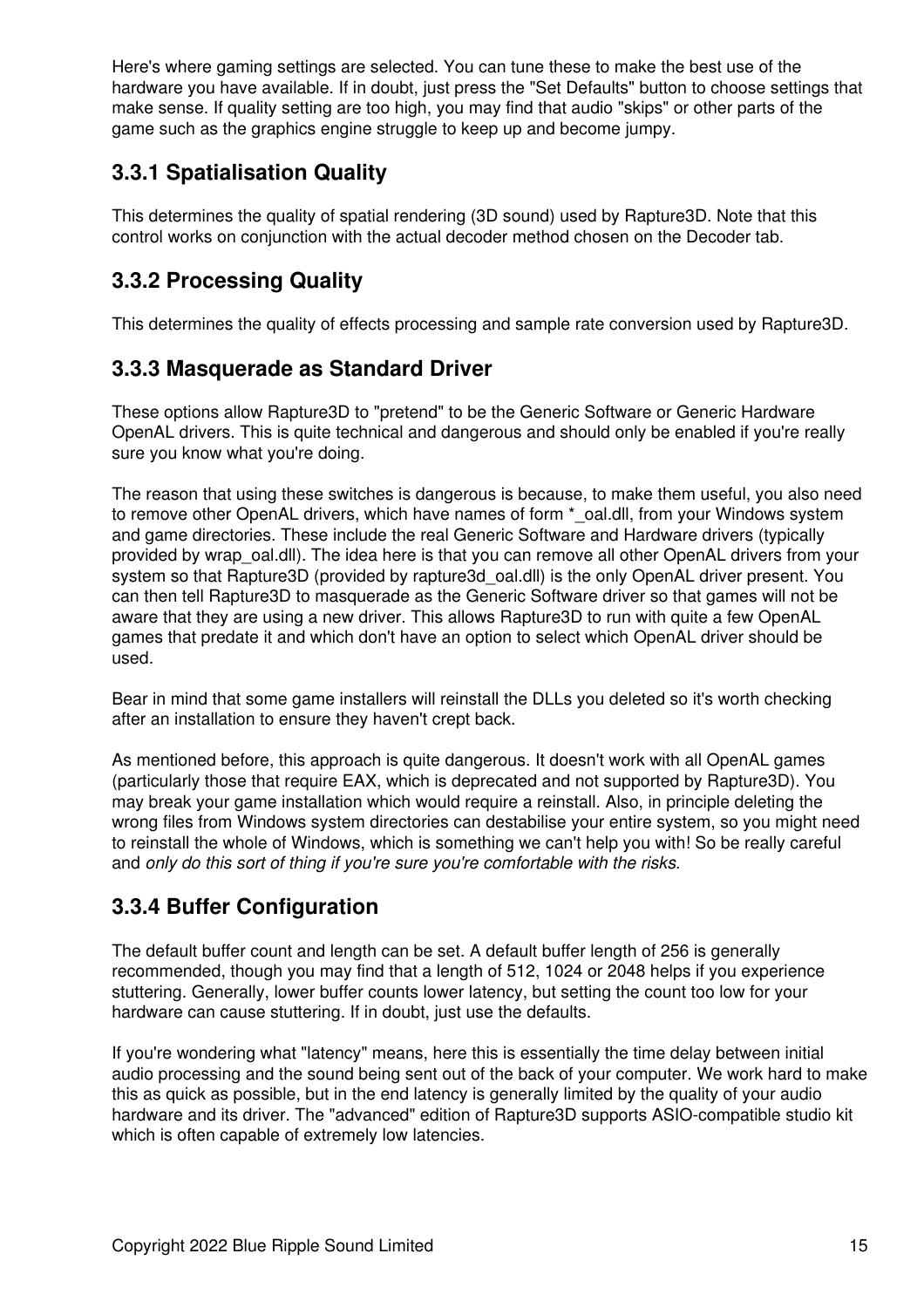Here's where gaming settings are selected. You can tune these to make the best use of the hardware you have available. If in doubt, just press the "Set Defaults" button to choose settings that make sense. If quality setting are too high, you may find that audio "skips" or other parts of the game such as the graphics engine struggle to keep up and become jumpy.

### 3.3.1 Spatialisation Quality

This determines the quality of spatial rendering (3D sound) used by Rapture3D. Note that this control works on conjunction with the actual decoder method chosen on the Decoder tab.

### 3.3.2 Processing Quality

This determines the quality of effects processing and sample rate conversion used by Rapture3D.

### 3.3.3 Masquerade as Standard Driver

These options allow Rapture3D to "pretend" to be the Generic Software or Generic Hardware OpenAL drivers. This is quite technical and dangerous and should only be enabled if you're really sure you know what you're doing.

The reason that using these switches is dangerous is because, to make them useful, you also need to remove other OpenAL drivers, which have names of form *_oal.dll, from your Windows system and game directories. These include the real Generic Software and Hardware drivers (typically provided by wrap_oal.dll). The idea here is that you can remove all other OpenAL drivers from your system so that Rapture3D (provided by rapture3d_oal.dll) is the only OpenAL driver present. You can then tell Rapture3D to masquerade as the Generic Software driver so that games will not be aware that they are using a new driver. This allows Rapture3D to run with quite a few OpenAL games that predate it and which don't have an option to select which OpenAL driver should be used.

Bear in mind that some game installers will reinstall the DLLs you deleted so it's worth checking after an installation to ensure they haven't crept back.

As mentioned before, this approach is quite dangerous. It doesn't work with all OpenAL games (particularly those that require EAX, which is deprecated and not supported by Rapture3D). You may break your game installation which would require a reinstall. Also, in principle deleting the wrong files from Windows system directories can destabilise your entire system, so you might need to reinstall the whole of Windows, which is something we can't help you with! So be really careful and *only do this sort of thing if you're sure you're comfortable with the risks*.

### 3.3.4 Buffer Configuration

The default buffer count and length can be set. A default buffer length of 256 is generally recommended, though you may find that a length of 512, 1024 or 2048 helps if you experience stuttering. Generally, lower buffer counts lower latency, but setting the count too low for your hardware can cause stuttering. If in doubt, just use the defaults.

If you're wondering what "latency" means, here this is essentially the time delay between initial audio processing and the sound being sent out of the back of your computer. We work hard to make this as quick as possible, but in the end latency is generally limited by the quality of your audio hardware and its driver. The "advanced" edition of Rapture3D supports ASIO-compatible studio kit which is often capable of extremely low latencies.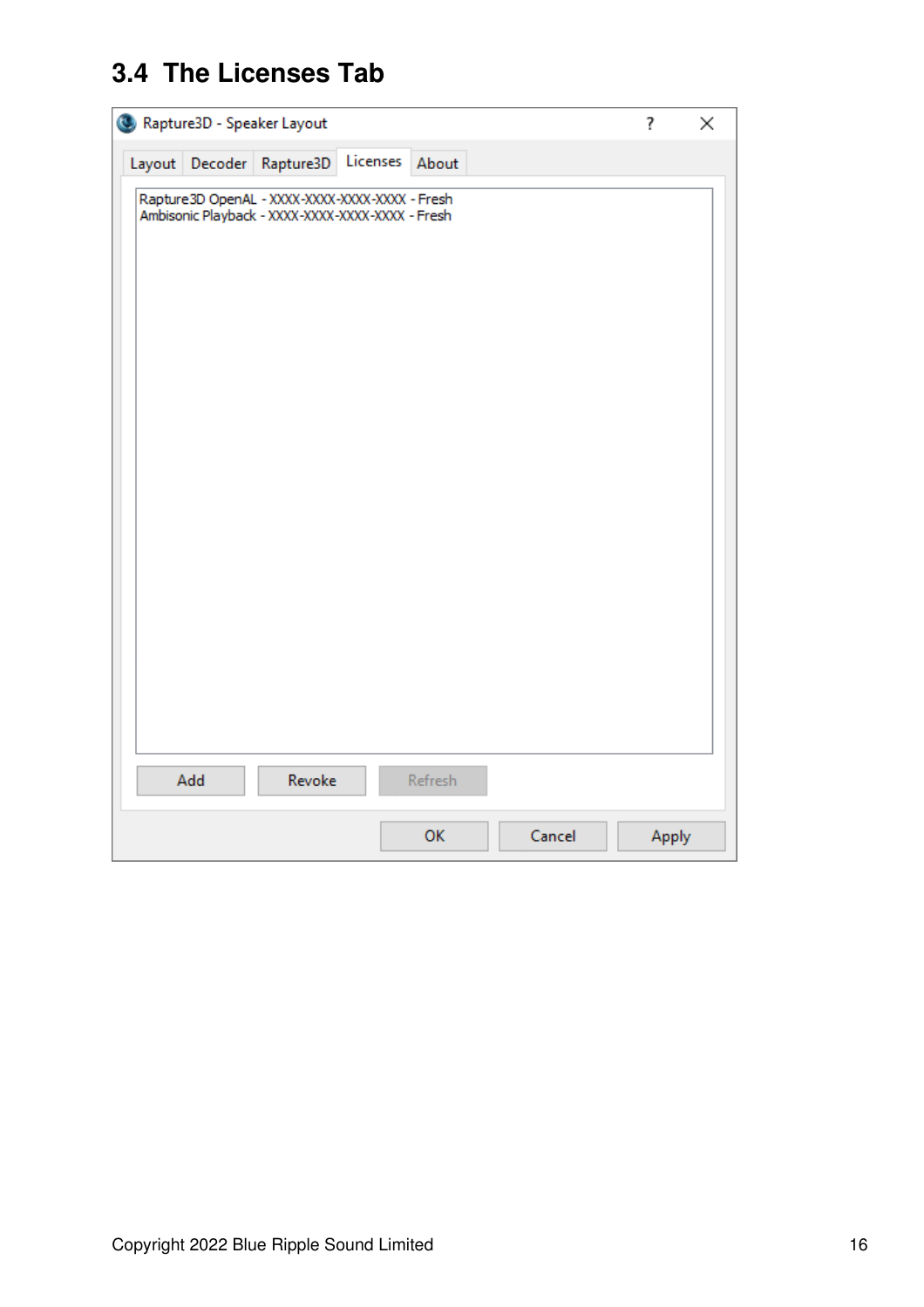## 3.4 The Licenses Tab

Rapture3D - Speaker Layout

Layout | Decoder | Rapture3D | Licenses | About

Rapture3D OpenAL - XXXX-XXXX-XXXX-XXXX - Fresh
Ambisonic Playback - XXXX-XXXX-XXXX-XXXX - Fresh

Add | Revoke | Refresh

OK | Cancel | Apply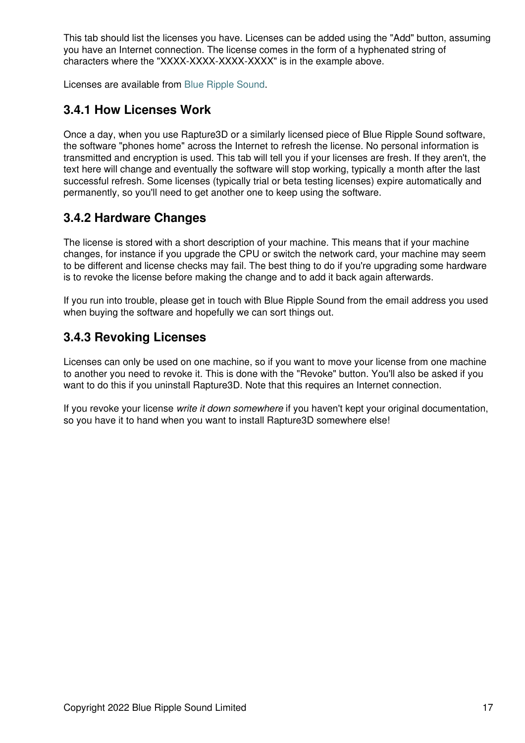This tab should list the licenses you have. Licenses can be added using the "Add" button, assuming you have an Internet connection. The license comes in the form of a hyphenated string of characters where the "XXXX-XXXX-XXXX-XXXX" is in the example above.

Licenses are available from Blue Ripple Sound.

### 3.4.1 How Licenses Work

Once a day, when you use Rapture3D or a similarly licensed piece of Blue Ripple Sound software, the software "phones home" across the Internet to refresh the license. No personal information is transmitted and encryption is used. This tab will tell you if your licenses are fresh. If they aren't, the text here will change and eventually the software will stop working, typically a month after the last successful refresh. Some licenses (typically trial or beta testing licenses) expire automatically and permanently, so you'll need to get another one to keep using the software.

### 3.4.2 Hardware Changes

The license is stored with a short description of your machine. This means that if your machine changes, for instance if you upgrade the CPU or switch the network card, your machine may seem to be different and license checks may fail. The best thing to do if you're upgrading some hardware is to revoke the license before making the change and to add it back again afterwards.

If you run into trouble, please get in touch with Blue Ripple Sound from the email address you used when buying the software and hopefully we can sort things out.

### 3.4.3 Revoking Licenses

Licenses can only be used on one machine, so if you want to move your license from one machine to another you need to revoke it. This is done with the "Revoke" button. You'll also be asked if you want to do this if you uninstall Rapture3D. Note that this requires an Internet connection.

If you revoke your license *write it down somewhere* if you haven't kept your original documentation, so you have it to hand when you want to install Rapture3D somewhere else!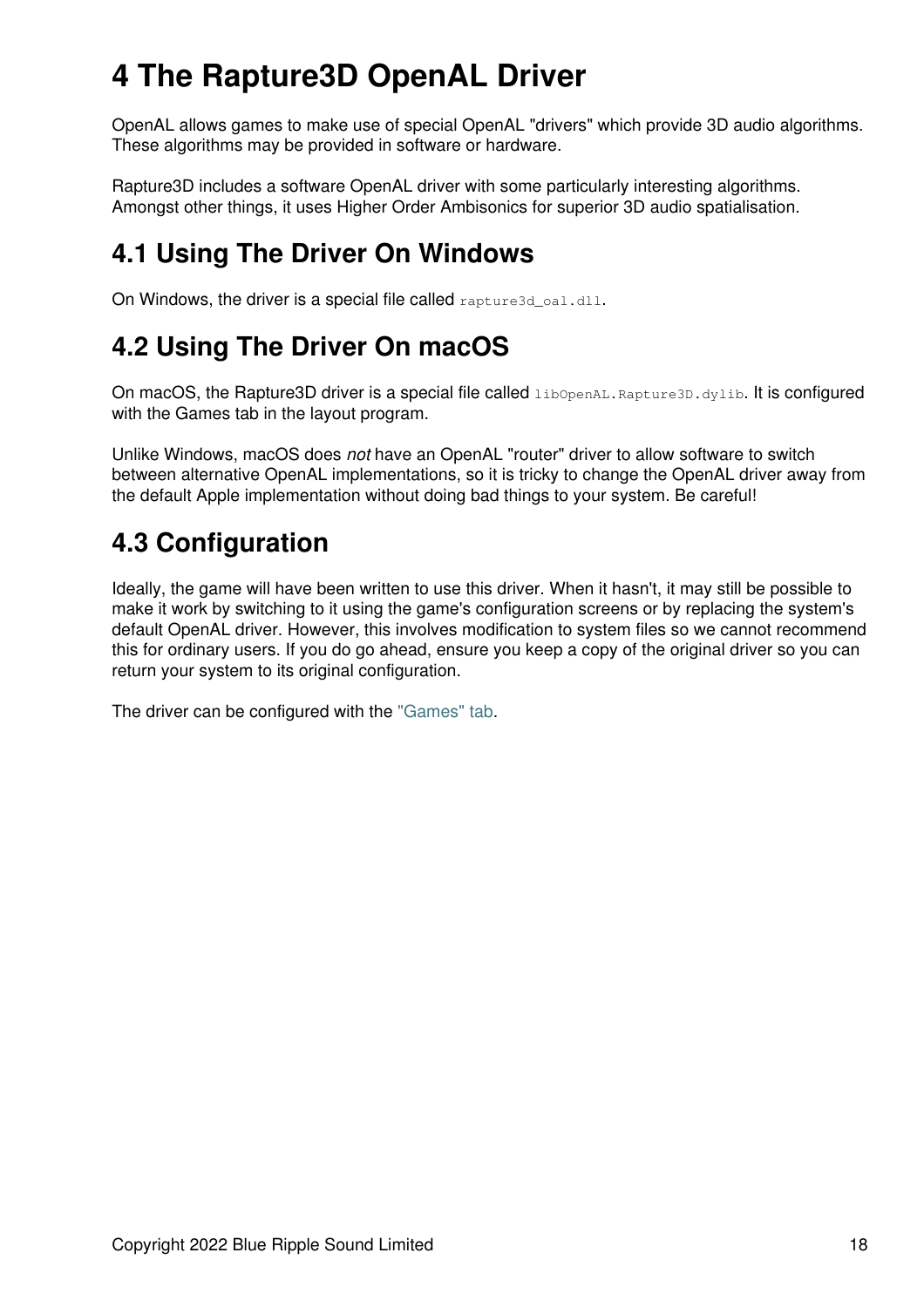# 4 The Rapture3D OpenAL Driver

OpenAL allows games to make use of special OpenAL "drivers" which provide 3D audio algorithms. These algorithms may be provided in software or hardware.

Rapture3D includes a software OpenAL driver with some particularly interesting algorithms. Amongst other things, it uses Higher Order Ambisonics for superior 3D audio spatialisation.

## 4.1 Using The Driver On Windows

On Windows, the driver is a special file called `rapture3d_oal.dll`.

## 4.2 Using The Driver On macOS

On macOS, the Rapture3D driver is a special file called `libOpenAL.Rapture3D.dylib`. It is configured with the Games tab in the layout program.

Unlike Windows, macOS does *not* have an OpenAL "router" driver to allow software to switch between alternative OpenAL implementations, so it is tricky to change the OpenAL driver away from the default Apple implementation without doing bad things to your system. Be careful!

## 4.3 Configuration

Ideally, the game will have been written to use this driver. When it hasn't, it may still be possible to make it work by switching to it using the game's configuration screens or by replacing the system's default OpenAL driver. However, this involves modification to system files so we cannot recommend this for ordinary users. If you do go ahead, ensure you keep a copy of the original driver so you can return your system to its original configuration.

The driver can be configured with the "Games" tab.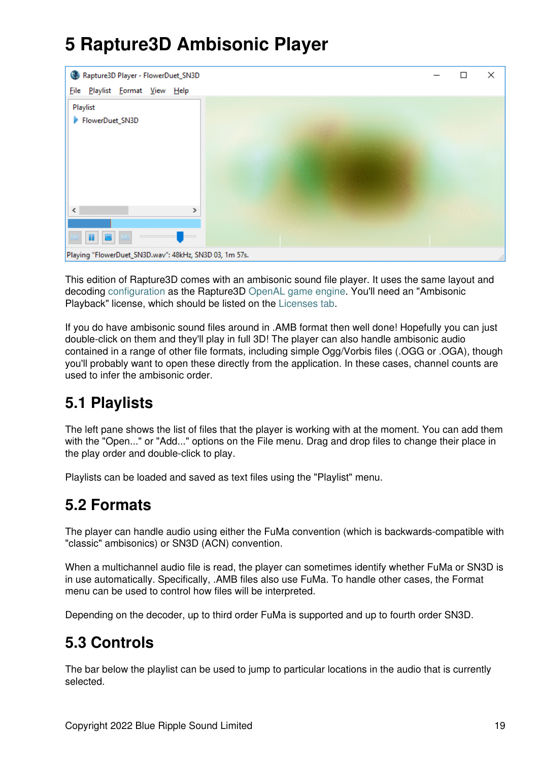# 5 Rapture3D Ambisonic Player

This edition of Rapture3D comes with an ambisonic sound file player. It uses the same layout and decoding configuration as the Rapture3D OpenAL game engine. You'll need an "Ambisonic Playback" license, which should be listed on the Licenses tab.

If you do have ambisonic sound files around in .AMB format then well done! Hopefully you can just double-click on them and they'll play in full 3D! The player can also handle ambisonic audio contained in a range of other file formats, including simple Ogg/Vorbis files (.OGG or .OGA), though you'll probably want to open these directly from the application. In these cases, channel counts are used to infer the ambisonic order.

## 5.1 Playlists

The left pane shows the list of files that the player is working with at the moment. You can add them with the "Open..." or "Add..." options on the File menu. Drag and drop files to change their place in the play order and double-click to play.

Playlists can be loaded and saved as text files using the "Playlist" menu.

## 5.2 Formats

The player can handle audio using either the FuMa convention (which is backwards-compatible with "classic" ambisonics) or SN3D (ACN) convention.

When a multichannel audio file is read, the player can sometimes identify whether FuMa or SN3D is in use automatically. Specifically, .AMB files also use FuMa. To handle other cases, the Format menu can be used to control how files will be interpreted.

Depending on the decoder, up to third order FuMa is supported and up to fourth order SN3D.

## 5.3 Controls

The bar below the playlist can be used to jump to particular locations in the audio that is currently selected.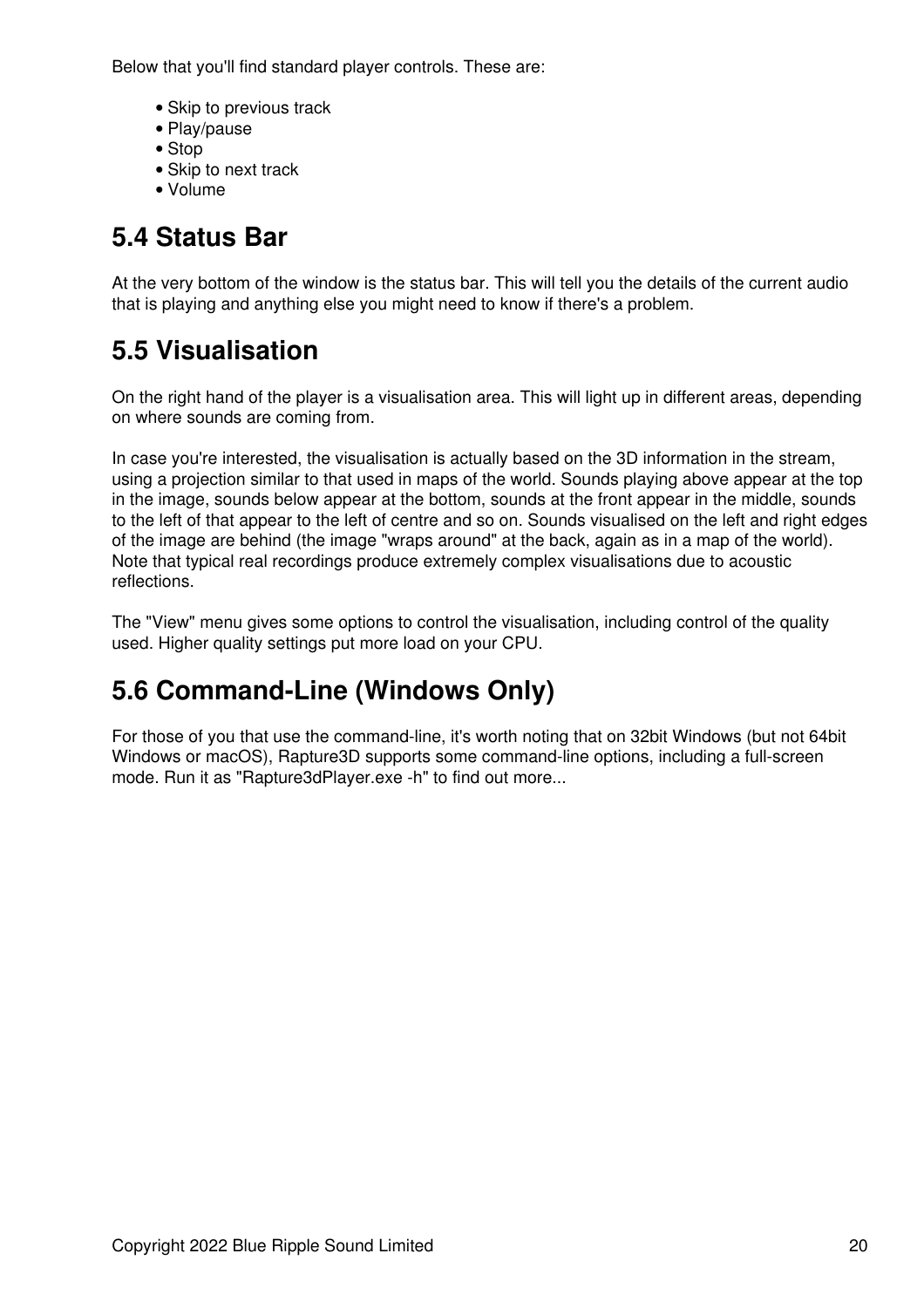Below that you'll find standard player controls. These are:

- Skip to previous track
- Play/pause
- Stop
- Skip to next track
- Volume

## 5.4 Status Bar

At the very bottom of the window is the status bar. This will tell you the details of the current audio that is playing and anything else you might need to know if there's a problem.

## 5.5 Visualisation

On the right hand of the player is a visualisation area. This will light up in different areas, depending on where sounds are coming from.

In case you're interested, the visualisation is actually based on the 3D information in the stream, using a projection similar to that used in maps of the world. Sounds playing above appear at the top in the image, sounds below appear at the bottom, sounds at the front appear in the middle, sounds to the left of that appear to the left of centre and so on. Sounds visualised on the left and right edges of the image are behind (the image "wraps around" at the back, again as in a map of the world). Note that typical real recordings produce extremely complex visualisations due to acoustic reflections.

The "View" menu gives some options to control the visualisation, including control of the quality used. Higher quality settings put more load on your CPU.

## 5.6 Command-Line (Windows Only)

For those of you that use the command-line, it's worth noting that on 32bit Windows (but not 64bit Windows or macOS), Rapture3D supports some command-line options, including a full-screen mode. Run it as "Rapture3dPlayer.exe -h" to find out more...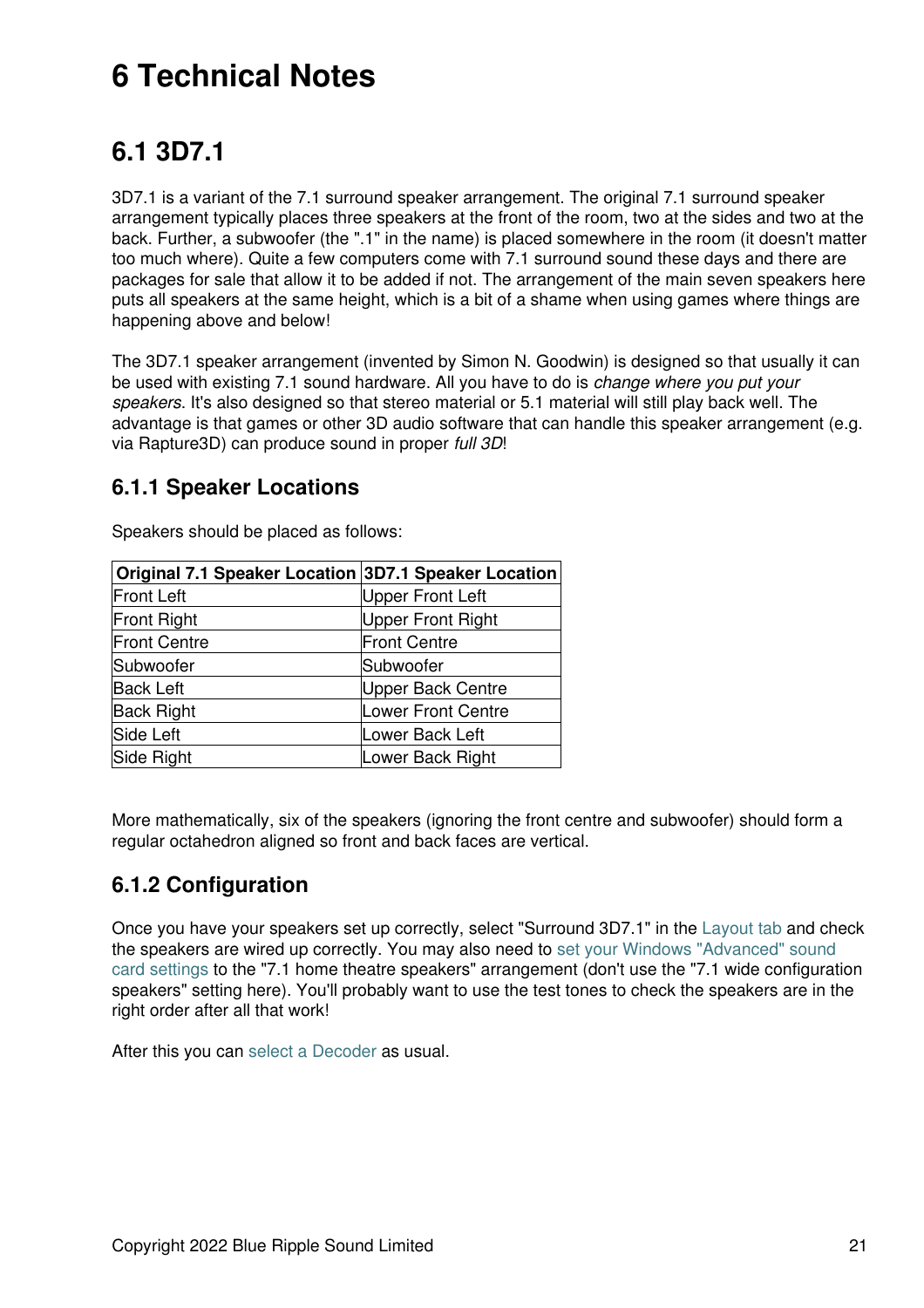# 6 Technical Notes

## 6.1 3D7.1

3D7.1 is a variant of the 7.1 surround speaker arrangement. The original 7.1 surround speaker arrangement typically places three speakers at the front of the room, two at the sides and two at the back. Further, a subwoofer (the ".1" in the name) is placed somewhere in the room (it doesn't matter too much where). Quite a few computers come with 7.1 surround sound these days and there are packages for sale that allow it to be added if not. The arrangement of the main seven speakers here puts all speakers at the same height, which is a bit of a shame when using games where things are happening above and below!

The 3D7.1 speaker arrangement (invented by Simon N. Goodwin) is designed so that usually it can be used with existing 7.1 sound hardware. All you have to do is *change where you put your speakers*. It's also designed so that stereo material or 5.1 material will still play back well. The advantage is that games or other 3D audio software that can handle this speaker arrangement (e.g. via Rapture3D) can produce sound in proper *full 3D*!

### 6.1.1 Speaker Locations

Speakers should be placed as follows:

| Original 7.1 Speaker Location | 3D7.1 Speaker Location |
|---|---|
| Front Left | Upper Front Left |
| Front Right | Upper Front Right |
| Front Centre | Front Centre |
| Subwoofer | Subwoofer |
| Back Left | Upper Back Centre |
| Back Right | Lower Front Centre |
| Side Left | Lower Back Left |
| Side Right | Lower Back Right |

More mathematically, six of the speakers (ignoring the front centre and subwoofer) should form a regular octahedron aligned so front and back faces are vertical.

### 6.1.2 Configuration

Once you have your speakers set up correctly, select "Surround 3D7.1" in the Layout tab and check the speakers are wired up correctly. You may also need to set your Windows "Advanced" sound card settings to the "7.1 home theatre speakers" arrangement (don't use the "7.1 wide configuration speakers" setting here). You'll probably want to use the test tones to check the speakers are in the right order after all that work!

After this you can select a Decoder as usual.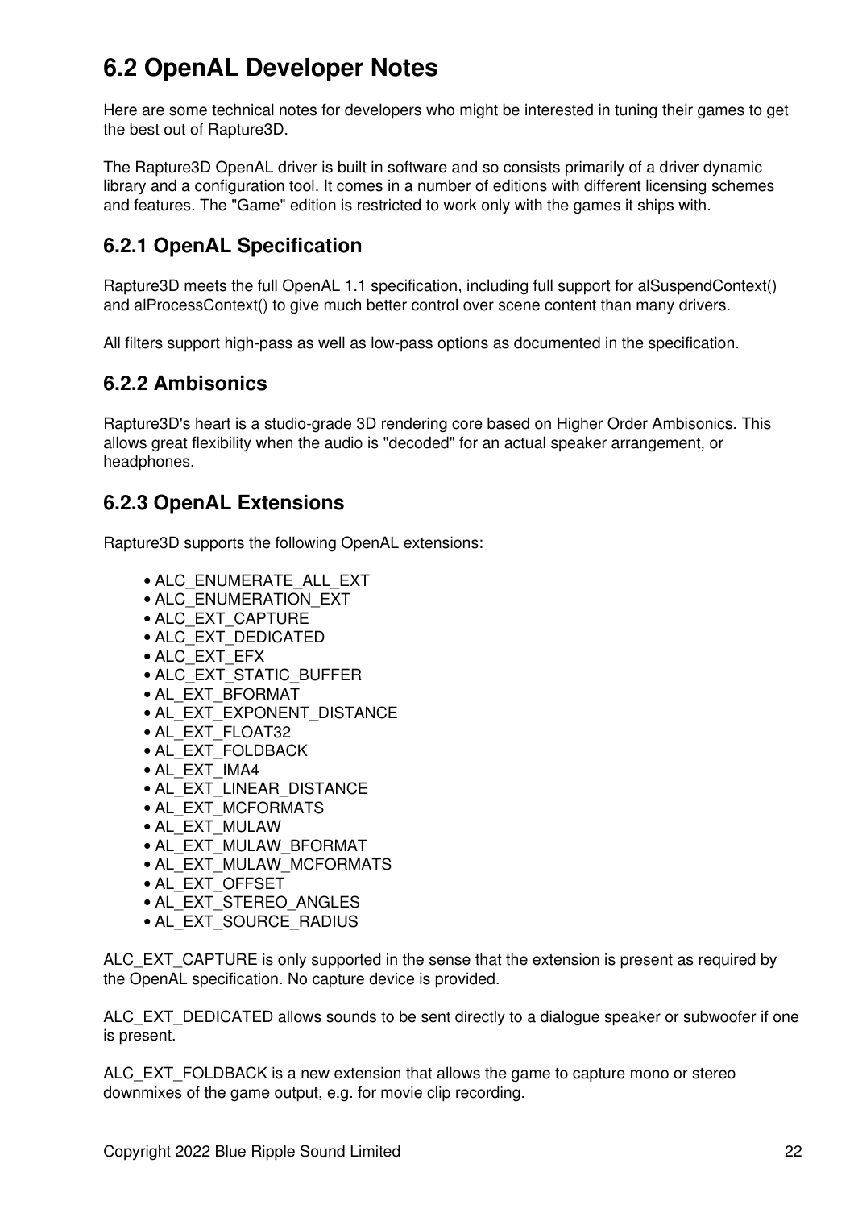# 6.2 OpenAL Developer Notes

Here are some technical notes for developers who might be interested in tuning their games to get the best out of Rapture3D.

The Rapture3D OpenAL driver is built in software and so consists primarily of a driver dynamic library and a configuration tool. It comes in a number of editions with different licensing schemes and features. The "Game" edition is restricted to work only with the games it ships with.

## 6.2.1 OpenAL Specification

Rapture3D meets the full OpenAL 1.1 specification, including full support for alSuspendContext() and alProcessContext() to give much better control over scene content than many drivers.

All filters support high-pass as well as low-pass options as documented in the specification.

## 6.2.2 Ambisonics

Rapture3D's heart is a studio-grade 3D rendering core based on Higher Order Ambisonics. This allows great flexibility when the audio is "decoded" for an actual speaker arrangement, or headphones.

## 6.2.3 OpenAL Extensions

Rapture3D supports the following OpenAL extensions:

- ALC_ENUMERATE_ALL_EXT
- ALC_ENUMERATION_EXT
- ALC_EXT_CAPTURE
- ALC_EXT_DEDICATED
- ALC_EXT_EFX
- ALC_EXT_STATIC_BUFFER
- AL_EXT_BFORMAT
- AL_EXT_EXPONENT_DISTANCE
- AL_EXT_FLOAT32
- AL_EXT_FOLDBACK
- AL_EXT_IMA4
- AL_EXT_LINEAR_DISTANCE
- AL_EXT_MCFORMATS
- AL_EXT_MULAW
- AL_EXT_MULAW_BFORMAT
- AL_EXT_MULAW_MCFORMATS
- AL_EXT_OFFSET
- AL_EXT_STEREO_ANGLES
- AL_EXT_SOURCE_RADIUS

ALC_EXT_CAPTURE is only supported in the sense that the extension is present as required by the OpenAL specification. No capture device is provided.

ALC_EXT_DEDICATED allows sounds to be sent directly to a dialogue speaker or subwoofer if one is present.

ALC_EXT_FOLDBACK is a new extension that allows the game to capture mono or stereo downmixes of the game output, e.g. for movie clip recording.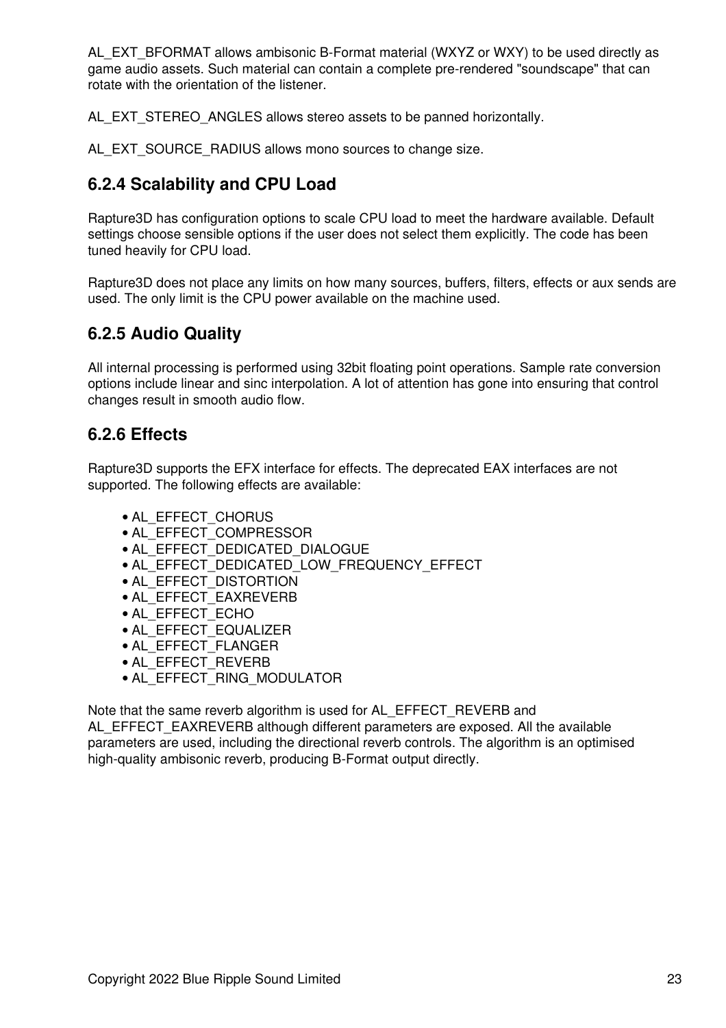AL_EXT_BFORMAT allows ambisonic B-Format material (WXYZ or WXY) to be used directly as game audio assets. Such material can contain a complete pre-rendered "soundscape" that can rotate with the orientation of the listener.

AL_EXT_STEREO_ANGLES allows stereo assets to be panned horizontally.

AL_EXT_SOURCE_RADIUS allows mono sources to change size.

### 6.2.4 Scalability and CPU Load

Rapture3D has configuration options to scale CPU load to meet the hardware available. Default settings choose sensible options if the user does not select them explicitly. The code has been tuned heavily for CPU load.

Rapture3D does not place any limits on how many sources, buffers, filters, effects or aux sends are used. The only limit is the CPU power available on the machine used.

### 6.2.5 Audio Quality

All internal processing is performed using 32bit floating point operations. Sample rate conversion options include linear and sinc interpolation. A lot of attention has gone into ensuring that control changes result in smooth audio flow.

### 6.2.6 Effects

Rapture3D supports the EFX interface for effects. The deprecated EAX interfaces are not supported. The following effects are available:

- AL_EFFECT_CHORUS
- AL_EFFECT_COMPRESSOR
- AL_EFFECT_DEDICATED_DIALOGUE
- AL_EFFECT_DEDICATED_LOW_FREQUENCY_EFFECT
- AL_EFFECT_DISTORTION
- AL_EFFECT_EAXREVERB
- AL_EFFECT_ECHO
- AL_EFFECT_EQUALIZER
- AL_EFFECT_FLANGER
- AL_EFFECT_REVERB
- AL_EFFECT_RING_MODULATOR

Note that the same reverb algorithm is used for AL_EFFECT_REVERB and AL_EFFECT_EAXREVERB although different parameters are exposed. All the available parameters are used, including the directional reverb controls. The algorithm is an optimised high-quality ambisonic reverb, producing B-Format output directly.